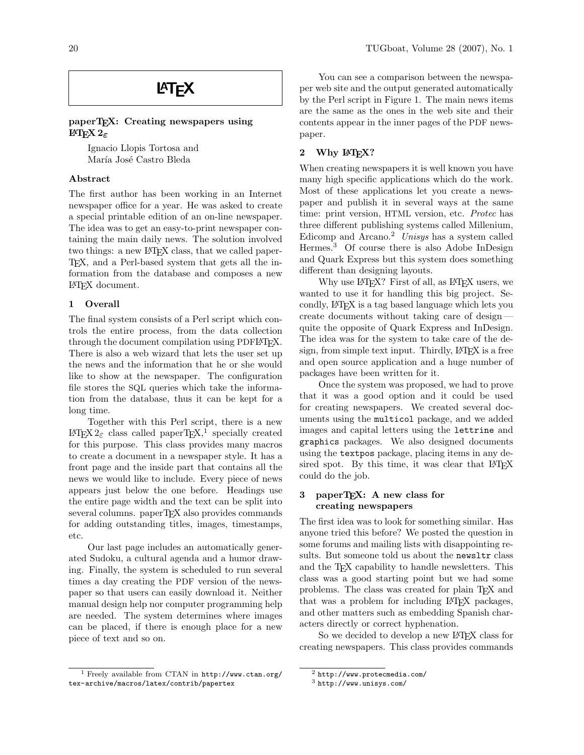# LaTeX

## paperTeX: Creating newspapers using LaTeX 2ε

Ignacio Llopis Tortosa and
María José Castro Bleda

### Abstract

The first author has been working in an Internet newspaper office for a year. He was asked to create a special printable edition of an on-line newspaper. The idea was to get an easy-to-print newspaper containing the main daily news. The solution involved two things: a new LaTeX class, that we called paperTeX, and a Perl-based system that gets all the information from the database and composes a new LaTeX document.

### 1 Overall

The final system consists of a Perl script which controls the entire process, from the data collection through the document compilation using PDFLaTeX. There is also a web wizard that lets the user set up the news and the information that he or she would like to show at the newspaper. The configuration file stores the SQL queries which take the information from the database, thus it can be kept for a long time.

Together with this Perl script, there is a new LaTeX 2ε class called paperTeX,[1] specially created for this purpose. This class provides many macros to create a document in a newspaper style. It has a front page and the inside part that contains all the news we would like to include. Every piece of news appears just below the one before. Headings use the entire page width and the text can be split into several columns. paperTeX also provides commands for adding outstanding titles, images, timestamps, etc.

Our last page includes an automatically generated Sudoku, a cultural agenda and a humor drawing. Finally, the system is scheduled to run several times a day creating the PDF version of the newspaper so that users can easily download it. Neither manual design help nor computer programming help are needed. The system determines where images can be placed, if there is enough place for a new piece of text and so on.

You can see a comparison between the newspaper web site and the output generated automatically by the Perl script in Figure 1. The main news items are the same as the ones in the web site and their contents appear in the inner pages of the PDF newspaper.

### 2 Why LaTeX?

When creating newspapers it is well known you have many high specific applications which do the work. Most of these applications let you create a newspaper and publish it in several ways at the same time: print version, HTML version, etc. *Protec* has three different publishing systems called Millenium, Edicomp and Arcano.[2] *Unisys* has a system called Hermes.[3] Of course there is also Adobe InDesign and Quark Express but this system does something different than designing layouts.

Why use LaTeX? First of all, as LaTeX users, we wanted to use it for handling this big project. Secondly, LaTeX is a tag based language which lets you create documents without taking care of design — quite the opposite of Quark Express and InDesign. The idea was for the system to take care of the design, from simple text input. Thirdly, LaTeX is a free and open source application and a huge number of packages have been written for it.

Once the system was proposed, we had to prove that it was a good option and it could be used for creating newspapers. We created several documents using the `multicol` package, and we added images and capital letters using the `lettrine` and `graphics` packages. We also designed documents using the `textpos` package, placing items in any desired spot. By this time, it was clear that LaTeX could do the job.

### 3 paperTeX: A new class for creating newspapers

The first idea was to look for something similar. Has anyone tried this before? We posted the question in some forums and mailing lists with disappointing results. But someone told us about the `newsltr` class and the TeX capability to handle newsletters. This class was a good starting point but we had some problems. The class was created for plain TeX and that was a problem for including LaTeX packages, and other matters such as embedding Spanish characters directly or correct hyphenation.

So we decided to develop a new LaTeX class for creating newspapers. This class provides commands

---

[1] Freely available from CTAN in `http://www.ctan.org/tex-archive/macros/latex/contrib/papertex`

[2] `http://www.protecmedia.com/`

[3] `http://www.unisys.com/`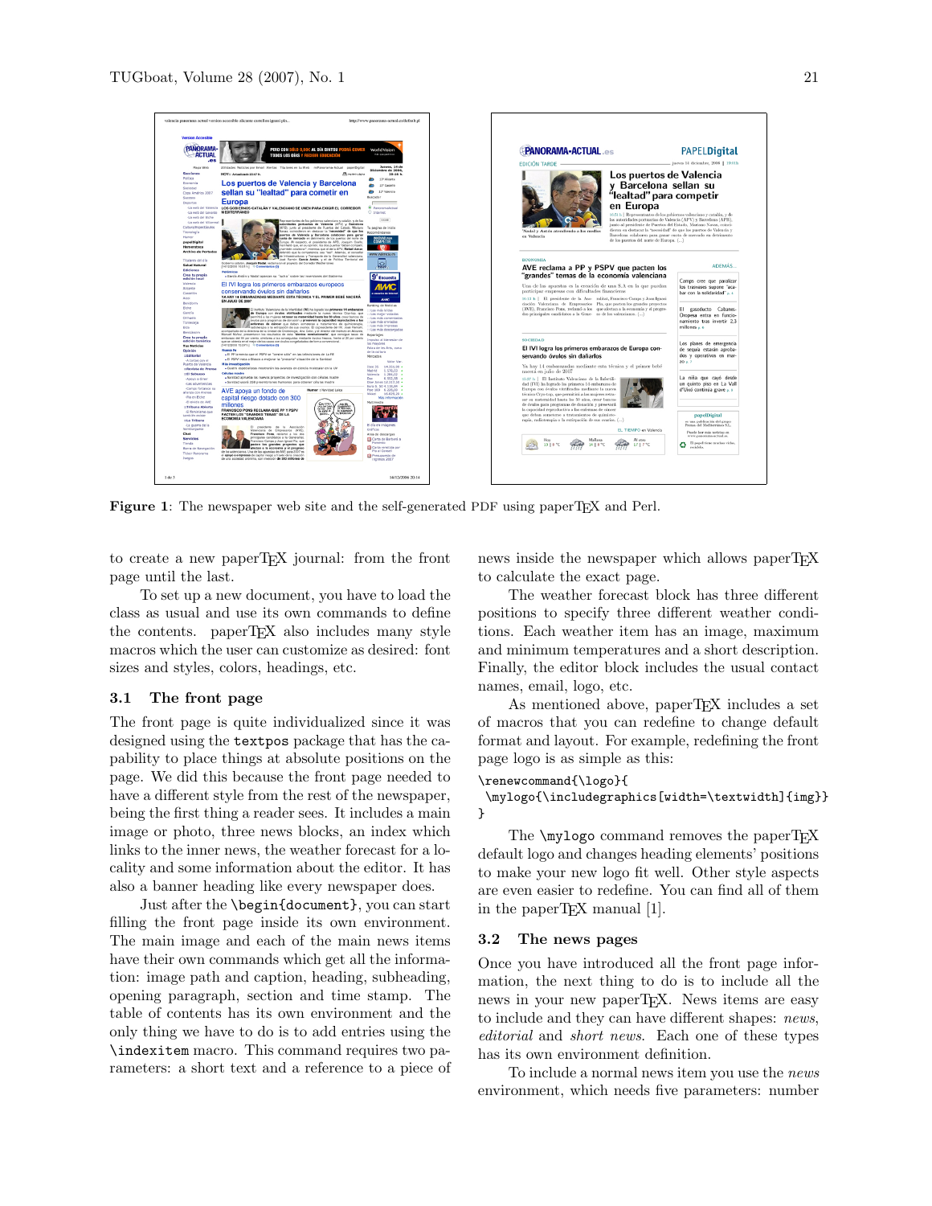**Figure 1**: The newspaper web site and the self-generated PDF using paperTEX and Perl.

to create a new paperTEX journal: from the front page until the last.

To set up a new document, you have to load the class as usual and use its own commands to define the contents. paperTEX also includes many style macros which the user can customize as desired: font sizes and styles, colors, headings, etc.

### 3.1 The front page

The front page is quite individualized since it was designed using the `textpos` package that has the capability to place things at absolute positions on the page. We did this because the front page needed to have a different style from the rest of the newspaper, being the first thing a reader sees. It includes a main image or photo, three news blocks, an index which links to the inner news, the weather forecast for a locality and some information about the editor. It has also a banner heading like every newspaper does.

Just after the `\begin{document}`, you can start filling the front page inside its own environment. The main image and each of the main news items have their own commands which get all the information: image path and caption, heading, subheading, opening paragraph, section and time stamp. The table of contents has its own environment and the only thing we have to do is to add entries using the `\indexitem` macro. This command requires two parameters: a short text and a reference to a piece of news inside the newspaper which allows paperTEX to calculate the exact page.

The weather forecast block has three different positions to specify three different weather conditions. Each weather item has an image, maximum and minimum temperatures and a short description. Finally, the editor block includes the usual contact names, email, logo, etc.

As mentioned above, paperTEX includes a set of macros that you can redefine to change default format and layout. For example, redefining the front page logo is as simple as this:

```
\renewcommand{\logo}{
 \mylogo{\includegraphics[width=\textwidth]{img}}
}
```

The `\mylogo` command removes the paperTEX default logo and changes heading elements' positions to make your new logo fit well. Other style aspects are even easier to redefine. You can find all of them in the paperTEX manual [1].

### 3.2 The news pages

Once you have introduced all the front page information, the next thing to do is to include all the news in your new paperTEX. News items are easy to include and they can have different shapes: *news*, *editorial* and *short news*. Each one of these types has its own environment definition.

To include a normal news item you use the *news* environment, which needs five parameters: number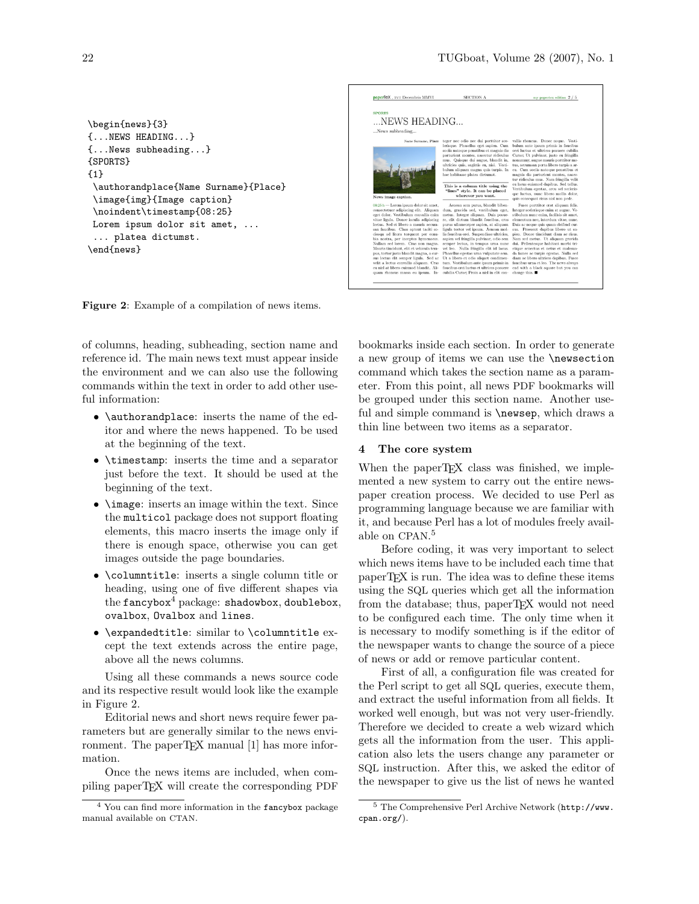```
\begin{news}{3}
{...NEWS HEADING...}
{...News subheading...}
{SPORTS}
{1}
 \authorandplace{Name Surname}{Place}
 \image{img}{Image caption}
 \noindent\timestamp{08:25}
 Lorem ipsum dolor sit amet, ...
 ... platea dictumst.
\end{news}
```

**Figure 2**: Example of a compilation of news items.

of columns, heading, subheading, section name and reference id. The main news text must appear inside the environment and we can also use the following commands within the text in order to add other useful information:

- `\authorandplace`: inserts the name of the editor and where the news happened. To be used at the beginning of the text.
- `\timestamp`: inserts the time and a separator just before the text. It should be used at the beginning of the text.
- `\image`: inserts an image within the text. Since the `multicol` package does not support floating elements, this macro inserts the image only if there is enough space, otherwise you can get images outside the page boundaries.
- `\columntitle`: inserts a single column title or heading, using one of five different shapes via the `fancybox`[4] package: `shadowbox`, `doublebox`, `ovalbox`, `Ovalbox` and `lines`.
- `\expandedtitle`: similar to `\columntitle` except the text extends across the entire page, above all the news columns.

Using all these commands a news source code and its respective result would look like the example in Figure 2.

Editorial news and short news require fewer parameters but are generally similar to the news environment. The paperTEX manual [1] has more information.

Once the news items are included, when compiling paperTEX will create the corresponding PDF bookmarks inside each section. In order to generate a new group of items we can use the `\newsection` command which takes the section name as a parameter. From this point, all news PDF bookmarks will be grouped under this section name. Another useful and simple command is `\newsep`, which draws a thin line between two items as a separator.

## 4 The core system

When the paperTEX class was finished, we implemented a new system to carry out the entire newspaper creation process. We decided to use Perl as programming language because we are familiar with it, and because Perl has a lot of modules freely available on CPAN.[5]

Before coding, it was very important to select which news items have to be included each time that paperTEX is run. The idea was to define these items using the SQL queries which get all the information from the database; thus, paperTEX would not need to be configured each time. The only time when it is necessary to modify something is if the editor of the newspaper wants to change the source of a piece of news or add or remove particular content.

First of all, a configuration file was created for the Perl script to get all SQL queries, execute them, and extract the useful information from all fields. It worked well enough, but was not very user-friendly. Therefore we decided to create a web wizard which gets all the information from the user. This application also lets the users change any parameter or SQL instruction. After this, we asked the editor of the newspaper to give us the list of news he wanted

---

[4] You can find more information in the `fancybox` package manual available on CTAN.

[5] The Comprehensive Perl Archive Network (`http://www.cpan.org/`).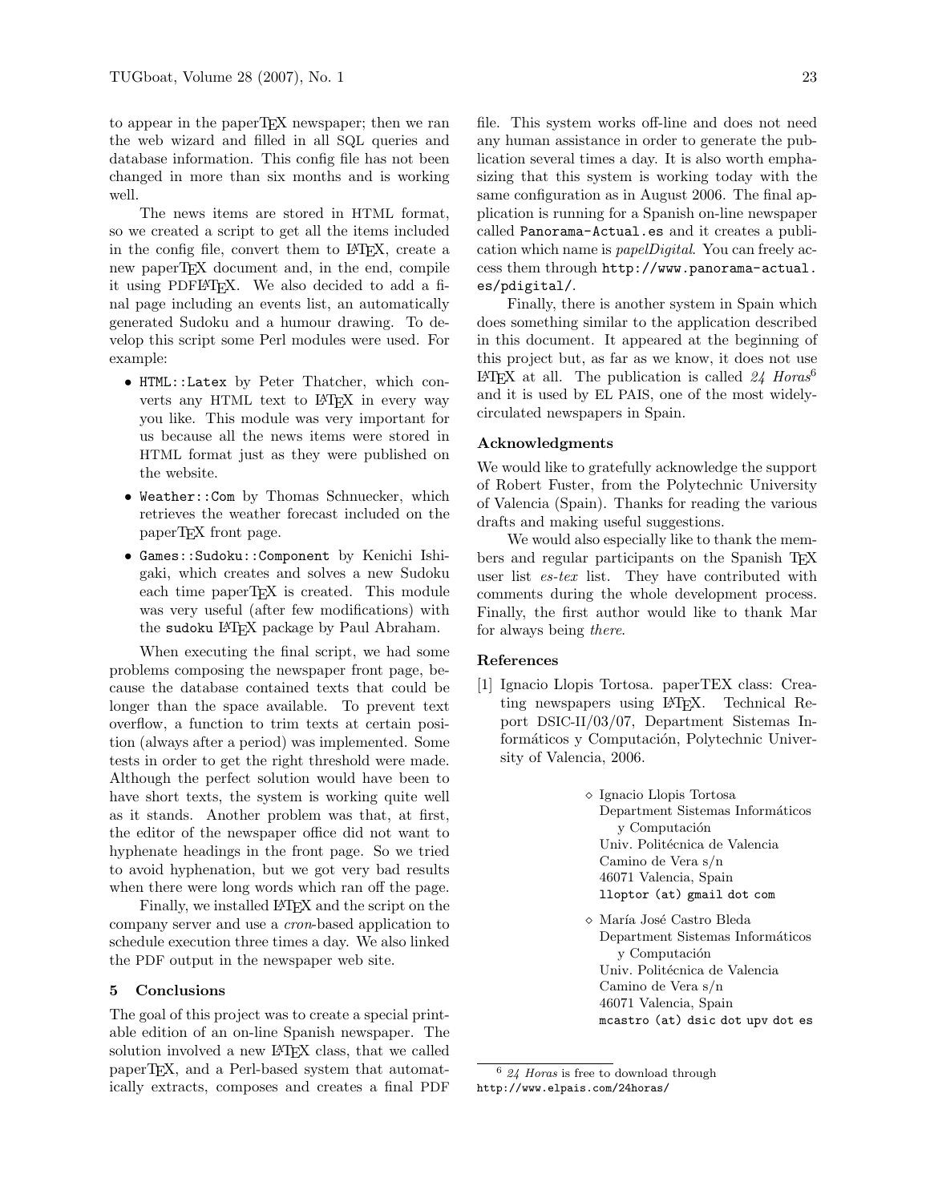to appear in the paperTEX newspaper; then we ran the web wizard and filled in all SQL queries and database information. This config file has not been changed in more than six months and is working well.

The news items are stored in HTML format, so we created a script to get all the items included in the config file, convert them to LaTeX, create a new paperTEX document and, in the end, compile it using PDFLaTeX. We also decided to add a final page including an events list, an automatically generated Sudoku and a humour drawing. To develop this script some Perl modules were used. For example:

- `HTML::Latex` by Peter Thatcher, which converts any HTML text to LaTeX in every way you like. This module was very important for us because all the news items were stored in HTML format just as they were published on the website.
- `Weather::Com` by Thomas Schnuecker, which retrieves the weather forecast included on the paperTEX front page.
- `Games::Sudoku::Component` by Kenichi Ishigaki, which creates and solves a new Sudoku each time paperTEX is created. This module was very useful (after few modifications) with the `sudoku` LaTeX package by Paul Abraham.

When executing the final script, we had some problems composing the newspaper front page, because the database contained texts that could be longer than the space available. To prevent text overflow, a function to trim texts at certain position (always after a period) was implemented. Some tests in order to get the right threshold were made. Although the perfect solution would have been to have short texts, the system is working quite well as it stands. Another problem was that, at first, the editor of the newspaper office did not want to hyphenate headings in the front page. So we tried to avoid hyphenation, but we got very bad results when there were long words which ran off the page.

Finally, we installed LaTeX and the script on the company server and use a *cron*-based application to schedule execution three times a day. We also linked the PDF output in the newspaper web site.

## 5 Conclusions

The goal of this project was to create a special printable edition of an on-line Spanish newspaper. The solution involved a new LaTeX class, that we called paperTEX, and a Perl-based system that automatically extracts, composes and creates a final PDF file. This system works off-line and does not need any human assistance in order to generate the publication several times a day. It is also worth emphasizing that this system is working today with the same configuration as in August 2006. The final application is running for a Spanish on-line newspaper called `Panorama-Actual.es` and it creates a publication which name is *papelDigital*. You can freely access them through `http://www.panorama-actual.es/pdigital/`.

Finally, there is another system in Spain which does something similar to the application described in this document. It appeared at the beginning of this project but, as far as we know, it does not use LaTeX at all. The publication is called *24 Horas*[6] and it is used by EL PAIS, one of the most widely-circulated newspapers in Spain.

### Acknowledgments

We would like to gratefully acknowledge the support of Robert Fuster, from the Polytechnic University of Valencia (Spain). Thanks for reading the various drafts and making useful suggestions.

We would also especially like to thank the members and regular participants on the Spanish TEX user list *es-tex* list. They have contributed with comments during the whole development process. Finally, the first author would like to thank Mar for always being *there*.

### References

[1] Ignacio Llopis Tortosa. paperTEX class: Creating newspapers using LaTeX. Technical Report DSIC-II/03/07, Department Sistemas Informáticos y Computación, Polytechnic University of Valencia, 2006.

◇ Ignacio Llopis Tortosa
Department Sistemas Informáticos y Computación
Univ. Politécnica de Valencia
Camino de Vera s/n
46071 Valencia, Spain
`lloptor (at) gmail dot com`

◇ María José Castro Bleda
Department Sistemas Informáticos y Computación
Univ. Politécnica de Valencia
Camino de Vera s/n
46071 Valencia, Spain
`mcastro (at) dsic dot upv dot es`

[6] *24 Horas* is free to download through `http://www.elpais.com/24horas/`